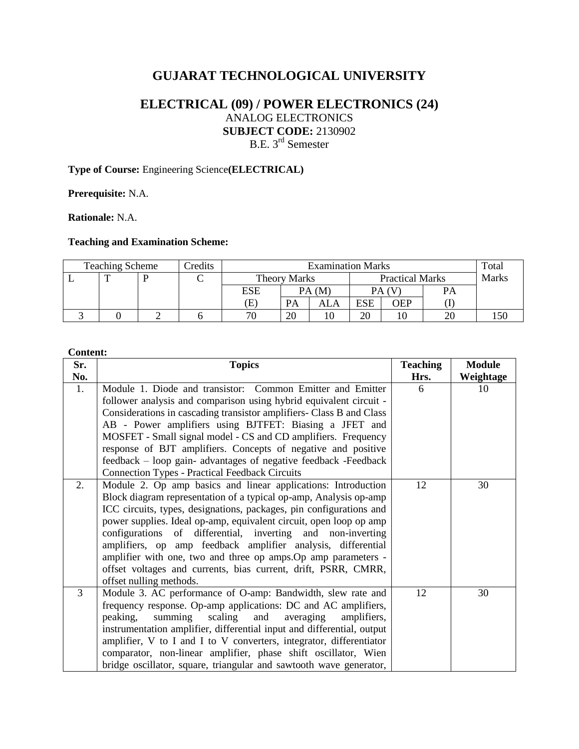# GUJARAT TECHNOLOGICAL UNIVERSITY

## ELECTRICAL (09) / POWER ELECTRONICS (24)

ANALOG ELECTRONICS

**SUBJECT CODE:** 2130902

B.E. 3rd Semester

**Type of Course:** Engineering Science**(ELECTRICAL)**

**Prerequisite:** N.A.

**Rationale:** N.A.

**Teaching and Examination Scheme:**

| Teaching Scheme | | | Credits | Examination Marks | | | | | | Total Marks |
|---|---|---|---|---|---|---|---|---|---|---|
| L | T | P | C | Theory Marks | | | Practical Marks | | | |
| | | | | ESE (E) | PA (M) | | PA (V) | | PA (I) | |
| | | | | | PA | ALA | ESE | OEP | | |
| 3 | 0 | 2 | 6 | 70 | 20 | 10 | 20 | 10 | 20 | 150 |

**Content:**

| Sr. No. | Topics | Teaching Hrs. | Module Weightage |
|---|---|---|---|
| 1. | Module 1. Diode and transistor: Common Emitter and Emitter follower analysis and comparison using hybrid equivalent circuit - Considerations in cascading transistor amplifiers- Class B and Class AB - Power amplifiers using BJTFET: Biasing a JFET and MOSFET - Small signal model - CS and CD amplifiers. Frequency response of BJT amplifiers. Concepts of negative and positive feedback – loop gain- advantages of negative feedback -Feedback Connection Types - Practical Feedback Circuits | 6 | 10 |
| 2. | Module 2. Op amp basics and linear applications: Introduction Block diagram representation of a typical op-amp, Analysis op-amp ICC circuits, types, designations, packages, pin configurations and power supplies. Ideal op-amp, equivalent circuit, open loop op amp configurations of differential, inverting and non-inverting amplifiers, op amp feedback amplifier analysis, differential amplifier with one, two and three op amps.Op amp parameters - offset voltages and currents, bias current, drift, PSRR, CMRR, offset nulling methods. | 12 | 30 |
| 3 | Module 3. AC performance of O-amp: Bandwidth, slew rate and frequency response. Op-amp applications: DC and AC amplifiers, peaking, summing scaling and averaging amplifiers, instrumentation amplifier, differential input and differential, output amplifier, V to I and I to V converters, integrator, differentiator comparator, non-linear amplifier, phase shift oscillator, Wien bridge oscillator, square, triangular and sawtooth wave generator, | 12 | 30 |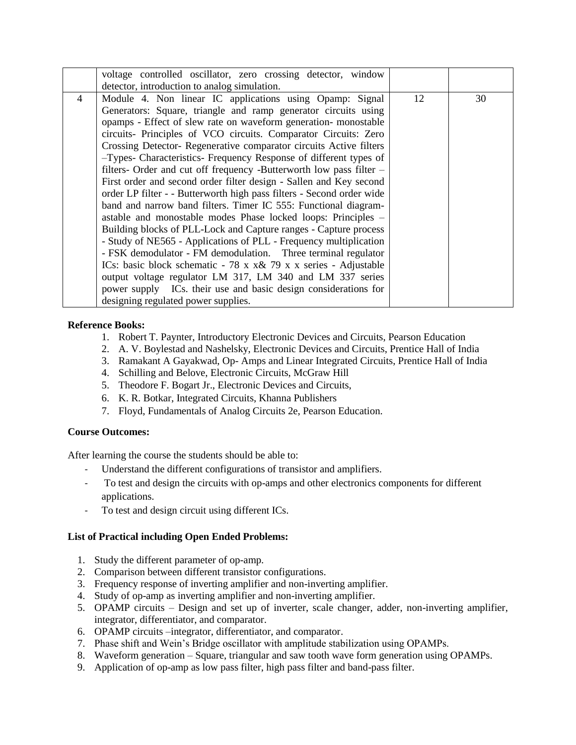| | | | |
|---|---|---|---|
| | voltage controlled oscillator, zero crossing detector, window detector, introduction to analog simulation. | | |
| 4 | Module 4. Non linear IC applications using Opamp: Signal Generators: Square, triangle and ramp generator circuits using opamps - Effect of slew rate on waveform generation- monostable circuits- Principles of VCO circuits. Comparator Circuits: Zero Crossing Detector- Regenerative comparator circuits Active filters –Types- Characteristics- Frequency Response of different types of filters- Order and cut off frequency -Butterworth low pass filter – First order and second order filter design - Sallen and Key second order LP filter - - Butterworth high pass filters - Second order wide band and narrow band filters. Timer IC 555: Functional diagram- astable and monostable modes Phase locked loops: Principles – Building blocks of PLL-Lock and Capture ranges - Capture process - Study of NE565 - Applications of PLL - Frequency multiplication - FSK demodulator - FM demodulation. Three terminal regulator ICs: basic block schematic - 78 x x& 79 x x series - Adjustable output voltage regulator LM 317, LM 340 and LM 337 series power supply ICs. their use and basic design considerations for designing regulated power supplies. | 12 | 30 |

**Reference Books:**

1. Robert T. Paynter, Introductory Electronic Devices and Circuits, Pearson Education
2. A. V. Boylestad and Nashelsky, Electronic Devices and Circuits, Prentice Hall of India
3. Ramakant A Gayakwad, Op- Amps and Linear Integrated Circuits, Prentice Hall of India
4. Schilling and Belove, Electronic Circuits, McGraw Hill
5. Theodore F. Bogart Jr., Electronic Devices and Circuits,
6. K. R. Botkar, Integrated Circuits, Khanna Publishers
7. Floyd, Fundamentals of Analog Circuits 2e, Pearson Education.

**Course Outcomes:**

After learning the course the students should be able to:

- Understand the different configurations of transistor and amplifiers.
- To test and design the circuits with op-amps and other electronics components for different applications.
- To test and design circuit using different ICs.

**List of Practical including Open Ended Problems:**

1. Study the different parameter of op-amp.
2. Comparison between different transistor configurations.
3. Frequency response of inverting amplifier and non-inverting amplifier.
4. Study of op-amp as inverting amplifier and non-inverting amplifier.
5. OPAMP circuits – Design and set up of inverter, scale changer, adder, non-inverting amplifier, integrator, differentiator, and comparator.
6. OPAMP circuits –integrator, differentiator, and comparator.
7. Phase shift and Wein's Bridge oscillator with amplitude stabilization using OPAMPs.
8. Waveform generation – Square, triangular and saw tooth wave form generation using OPAMPs.
9. Application of op-amp as low pass filter, high pass filter and band-pass filter.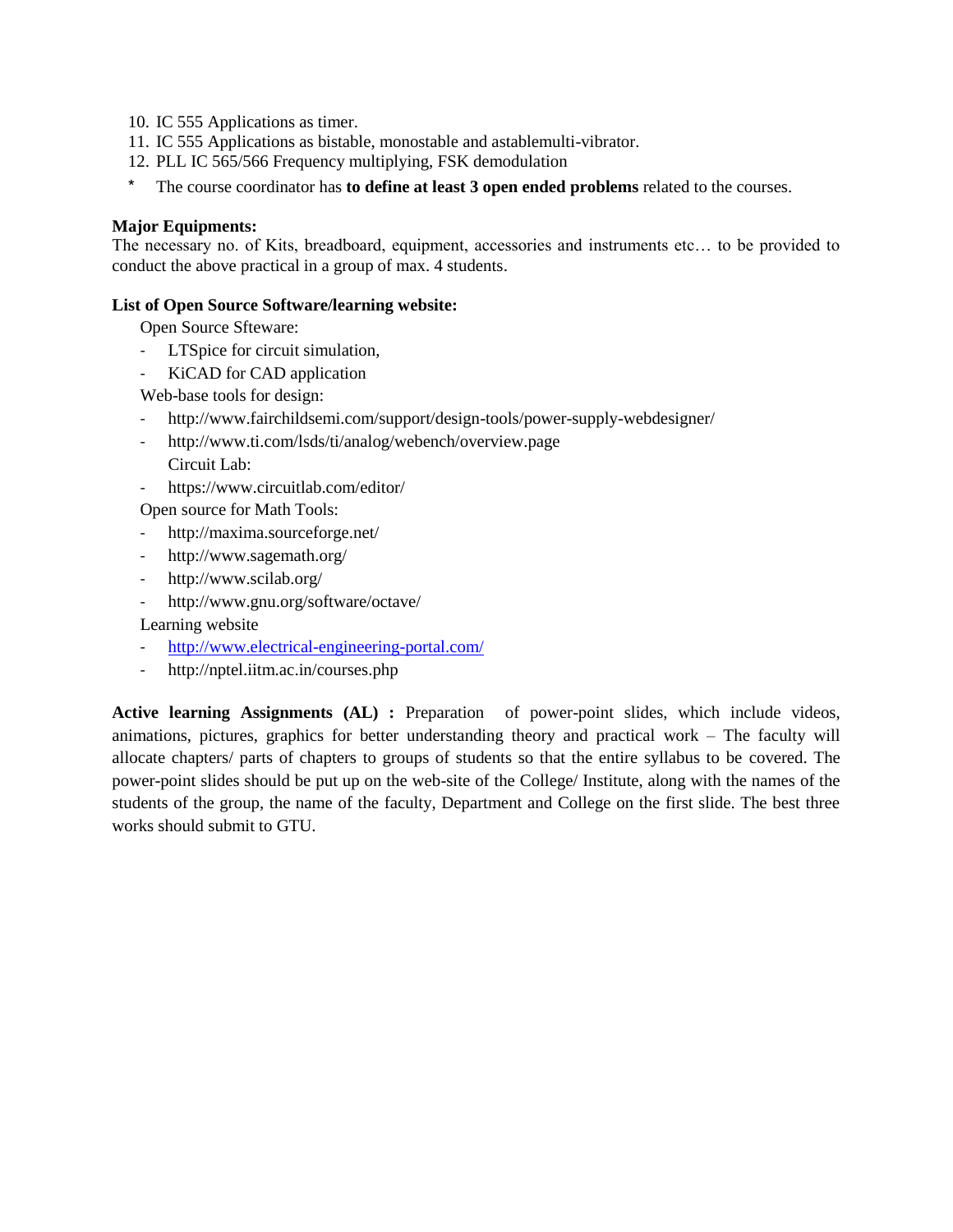10. IC 555 Applications as timer.
11. IC 555 Applications as bistable, monostable and astablemulti-vibrator.
12. PLL IC 565/566 Frequency multiplying, FSK demodulation

\* The course coordinator has **to define at least 3 open ended problems** related to the courses.

**Major Equipments:**
The necessary no. of Kits, breadboard, equipment, accessories and instruments etc… to be provided to conduct the above practical in a group of max. 4 students.

**List of Open Source Software/learning website:**

Open Source Sfteware:

- LTSpice for circuit simulation,
- KiCAD for CAD application

Web-base tools for design:

- http://www.fairchildsemi.com/support/design-tools/power-supply-webdesigner/
- http://www.ti.com/lsds/ti/analog/webench/overview.page
  Circuit Lab:
- https://www.circuitlab.com/editor/

Open source for Math Tools:

- http://maxima.sourceforge.net/
- http://www.sagemath.org/
- http://www.scilab.org/
- http://www.gnu.org/software/octave/

Learning website

- http://www.electrical-engineering-portal.com/
- http://nptel.iitm.ac.in/courses.php

**Active learning Assignments (AL) :** Preparation of power-point slides, which include videos, animations, pictures, graphics for better understanding theory and practical work – The faculty will allocate chapters/ parts of chapters to groups of students so that the entire syllabus to be covered. The power-point slides should be put up on the web-site of the College/ Institute, along with the names of the students of the group, the name of the faculty, Department and College on the first slide. The best three works should submit to GTU.